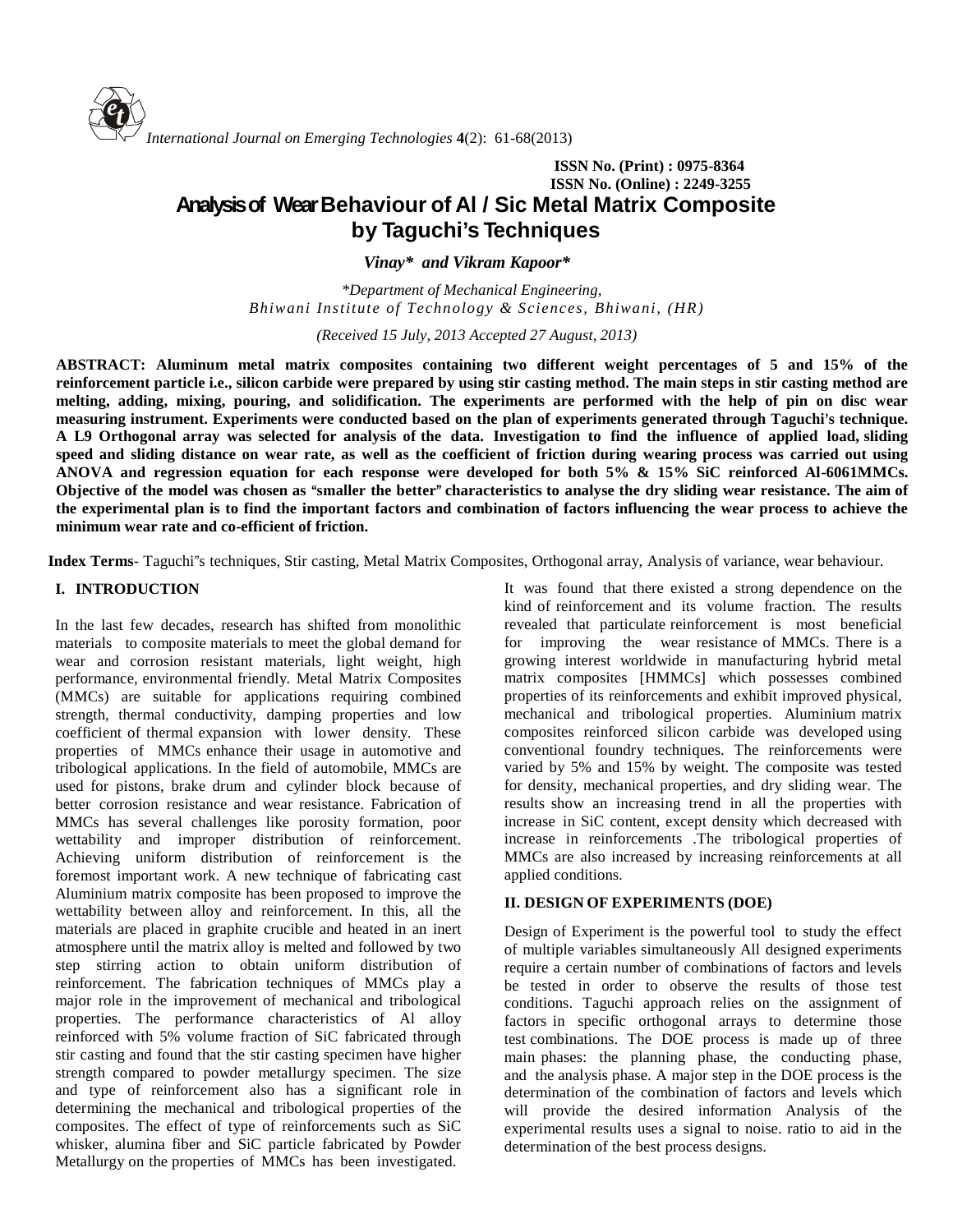ISSN No. (Print) : 0975-8364
ISSN No. (Online) : 2249-3255

# Analysis of Wear Behaviour of Al / Sic Metal Matrix Composite by Taguchi's Techniques

*Vinay\* and Vikram Kapoor\**

*\*Department of Mechanical Engineering, Bhiwani Institute of Technology & Sciences, Bhiwani, (HR)*

*(Received 15 July, 2013 Accepted 27 August, 2013)*

**ABSTRACT: Aluminum metal matrix composites containing two different weight percentages of 5 and 15% of the reinforcement particle i.e., silicon carbide were prepared by using stir casting method. The main steps in stir casting method are melting, adding, mixing, pouring, and solidification. The experiments are performed with the help of pin on disc wear measuring instrument. Experiments were conducted based on the plan of experiments generated through Taguchi's technique. A L9 Orthogonal array was selected for analysis of the data. Investigation to find the influence of applied load, sliding speed and sliding distance on wear rate, as well as the coefficient of friction during wearing process was carried out using ANOVA and regression equation for each response were developed for both 5% & 15% SiC reinforced Al-6061MMCs. Objective of the model was chosen as "smaller the better" characteristics to analyse the dry sliding wear resistance. The aim of the experimental plan is to find the important factors and combination of factors influencing the wear process to achieve the minimum wear rate and co-efficient of friction.**

**Index Terms**- Taguchi"s techniques, Stir casting, Metal Matrix Composites, Orthogonal array, Analysis of variance, wear behaviour.

## I. INTRODUCTION

In the last few decades, research has shifted from monolithic materials to composite materials to meet the global demand for wear and corrosion resistant materials, light weight, high performance, environmental friendly. Metal Matrix Composites (MMCs) are suitable for applications requiring combined strength, thermal conductivity, damping properties and low coefficient of thermal expansion with lower density. These properties of MMCs enhance their usage in automotive and tribological applications. In the field of automobile, MMCs are used for pistons, brake drum and cylinder block because of better corrosion resistance and wear resistance. Fabrication of MMCs has several challenges like porosity formation, poor wettability and improper distribution of reinforcement. Achieving uniform distribution of reinforcement is the foremost important work. A new technique of fabricating cast Aluminium matrix composite has been proposed to improve the wettability between alloy and reinforcement. In this, all the materials are placed in graphite crucible and heated in an inert atmosphere until the matrix alloy is melted and followed by two step stirring action to obtain uniform distribution of reinforcement. The fabrication techniques of MMCs play a major role in the improvement of mechanical and tribological properties. The performance characteristics of Al alloy reinforced with 5% volume fraction of SiC fabricated through stir casting and found that the stir casting specimen have higher strength compared to powder metallurgy specimen. The size and type of reinforcement also has a significant role in determining the mechanical and tribological properties of the composites. The effect of type of reinforcements such as SiC whisker, alumina fiber and SiC particle fabricated by Powder Metallurgy on the properties of MMCs has been investigated. It was found that there existed a strong dependence on the kind of reinforcement and its volume fraction. The results revealed that particulate reinforcement is most beneficial for improving the wear resistance of MMCs. There is a growing interest worldwide in manufacturing hybrid metal matrix composites [HMMCs] which possesses combined properties of its reinforcements and exhibit improved physical, mechanical and tribological properties. Aluminium matrix composites reinforced silicon carbide was developed using conventional foundry techniques. The reinforcements were varied by 5% and 15% by weight. The composite was tested for density, mechanical properties, and dry sliding wear. The results show an increasing trend in all the properties with increase in SiC content, except density which decreased with increase in reinforcements .The tribological properties of MMCs are also increased by increasing reinforcements at all applied conditions.

## II. DESIGN OF EXPERIMENTS (DOE)

Design of Experiment is the powerful tool to study the effect of multiple variables simultaneously All designed experiments require a certain number of combinations of factors and levels be tested in order to observe the results of those test conditions. Taguchi approach relies on the assignment of factors in specific orthogonal arrays to determine those test combinations. The DOE process is made up of three main phases: the planning phase, the conducting phase, and the analysis phase. A major step in the DOE process is the determination of the combination of factors and levels which will provide the desired information Analysis of the experimental results uses a signal to noise. ratio to aid in the determination of the best process designs.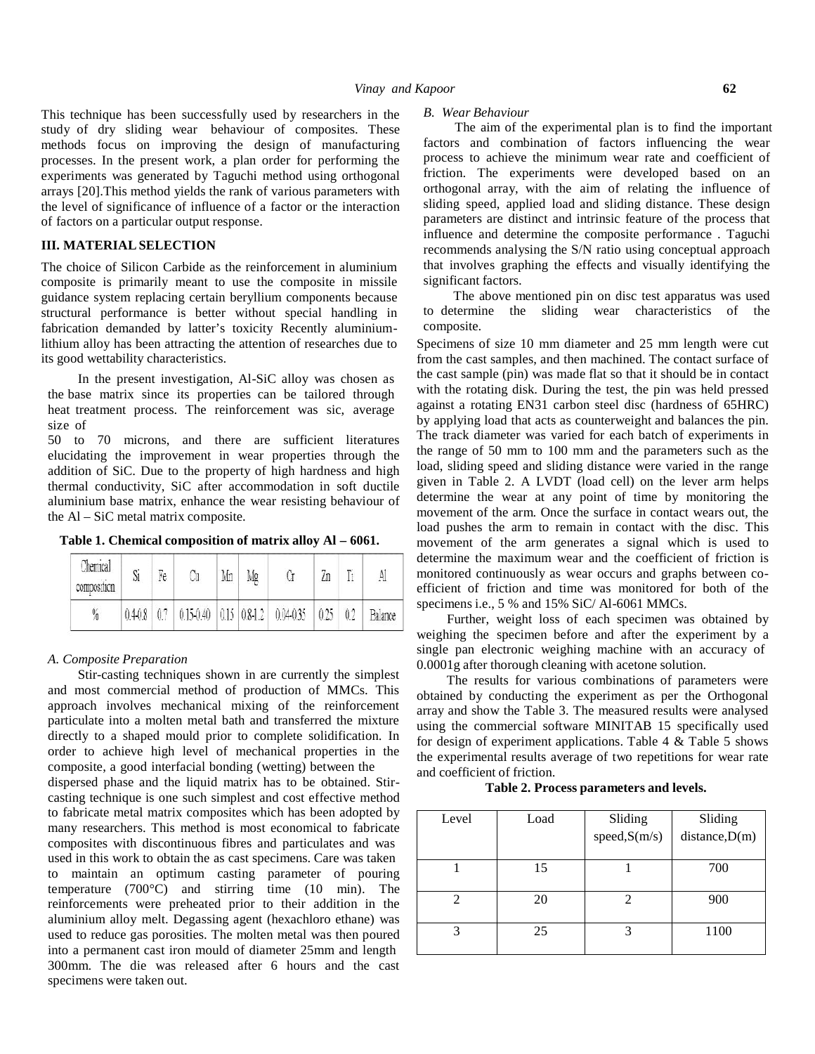This technique has been successfully used by researchers in the study of dry sliding wear behaviour of composites. These methods focus on improving the design of manufacturing processes. In the present work, a plan order for performing the experiments was generated by Taguchi method using orthogonal arrays [20].This method yields the rank of various parameters with the level of significance of influence of a factor or the interaction of factors on a particular output response.

## III. MATERIAL SELECTION

The choice of Silicon Carbide as the reinforcement in aluminium composite is primarily meant to use the composite in missile guidance system replacing certain beryllium components because structural performance is better without special handling in fabrication demanded by latter's toxicity Recently aluminium-lithium alloy has been attracting the attention of researches due to its good wettability characteristics.

In the present investigation, Al-SiC alloy was chosen as the base matrix since its properties can be tailored through heat treatment process. The reinforcement was sic, average size of 50 to 70 microns, and there are sufficient literatures elucidating the improvement in wear properties through the addition of SiC. Due to the property of high hardness and high thermal conductivity, SiC after accommodation in soft ductile aluminium base matrix, enhance the wear resisting behaviour of the Al – SiC metal matrix composite.

**Table 1. Chemical composition of matrix alloy Al – 6061.**

| Chemical composition | Si | Fe | Cu | Mn | Mg | Cr | Zn | Ti | Al |
|---|---|---|---|---|---|---|---|---|---|
| % | 0.4-0.8 | 0.7 | 0.15-0.40 | 0.15 | 0.8-1.2 | 0.04-0.35 | 0.25 | 0.2 | Balance |

### *A. Composite Preparation*

Stir-casting techniques shown in are currently the simplest and most commercial method of production of MMCs. This approach involves mechanical mixing of the reinforcement particulate into a molten metal bath and transferred the mixture directly to a shaped mould prior to complete solidification. In order to achieve high level of mechanical properties in the composite, a good interfacial bonding (wetting) between the dispersed phase and the liquid matrix has to be obtained. Stir-casting technique is one such simplest and cost effective method to fabricate metal matrix composites which has been adopted by many researchers. This method is most economical to fabricate composites with discontinuous fibres and particulates and was used in this work to obtain the as cast specimens. Care was taken to maintain an optimum casting parameter of pouring temperature (700°C) and stirring time (10 min). The reinforcements were preheated prior to their addition in the aluminium alloy melt. Degassing agent (hexachloro ethane) was used to reduce gas porosities. The molten metal was then poured into a permanent cast iron mould of diameter 25mm and length 300mm. The die was released after 6 hours and the cast specimens were taken out.

### *B. Wear Behaviour*

The aim of the experimental plan is to find the important factors and combination of factors influencing the wear process to achieve the minimum wear rate and coefficient of friction. The experiments were developed based on an orthogonal array, with the aim of relating the influence of sliding speed, applied load and sliding distance. These design parameters are distinct and intrinsic feature of the process that influence and determine the composite performance . Taguchi recommends analysing the S/N ratio using conceptual approach that involves graphing the effects and visually identifying the significant factors.

The above mentioned pin on disc test apparatus was used to determine the sliding wear characteristics of the composite.

Specimens of size 10 mm diameter and 25 mm length were cut from the cast samples, and then machined. The contact surface of the cast sample (pin) was made flat so that it should be in contact with the rotating disk. During the test, the pin was held pressed against a rotating EN31 carbon steel disc (hardness of 65HRC) by applying load that acts as counterweight and balances the pin. The track diameter was varied for each batch of experiments in the range of 50 mm to 100 mm and the parameters such as the load, sliding speed and sliding distance were varied in the range given in Table 2. A LVDT (load cell) on the lever arm helps determine the wear at any point of time by monitoring the movement of the arm. Once the surface in contact wears out, the load pushes the arm to remain in contact with the disc. This movement of the arm generates a signal which is used to determine the maximum wear and the coefficient of friction is monitored continuously as wear occurs and graphs between co-efficient of friction and time was monitored for both of the specimens i.e., 5 % and 15% SiC/ Al-6061 MMCs.

Further, weight loss of each specimen was obtained by weighing the specimen before and after the experiment by a single pan electronic weighing machine with an accuracy of 0.0001g after thorough cleaning with acetone solution.

The results for various combinations of parameters were obtained by conducting the experiment as per the Orthogonal array and show the Table 3. The measured results were analysed using the commercial software MINITAB 15 specifically used for design of experiment applications. Table 4 & Table 5 shows the experimental results average of two repetitions for wear rate and coefficient of friction.

**Table 2. Process parameters and levels.**

| Level | Load | Sliding speed,S(m/s) | Sliding distance,D(m) |
|---|---|---|---|
| 1 | 15 | 1 | 700 |
| 2 | 20 | 2 | 900 |
| 3 | 25 | 3 | 1100 |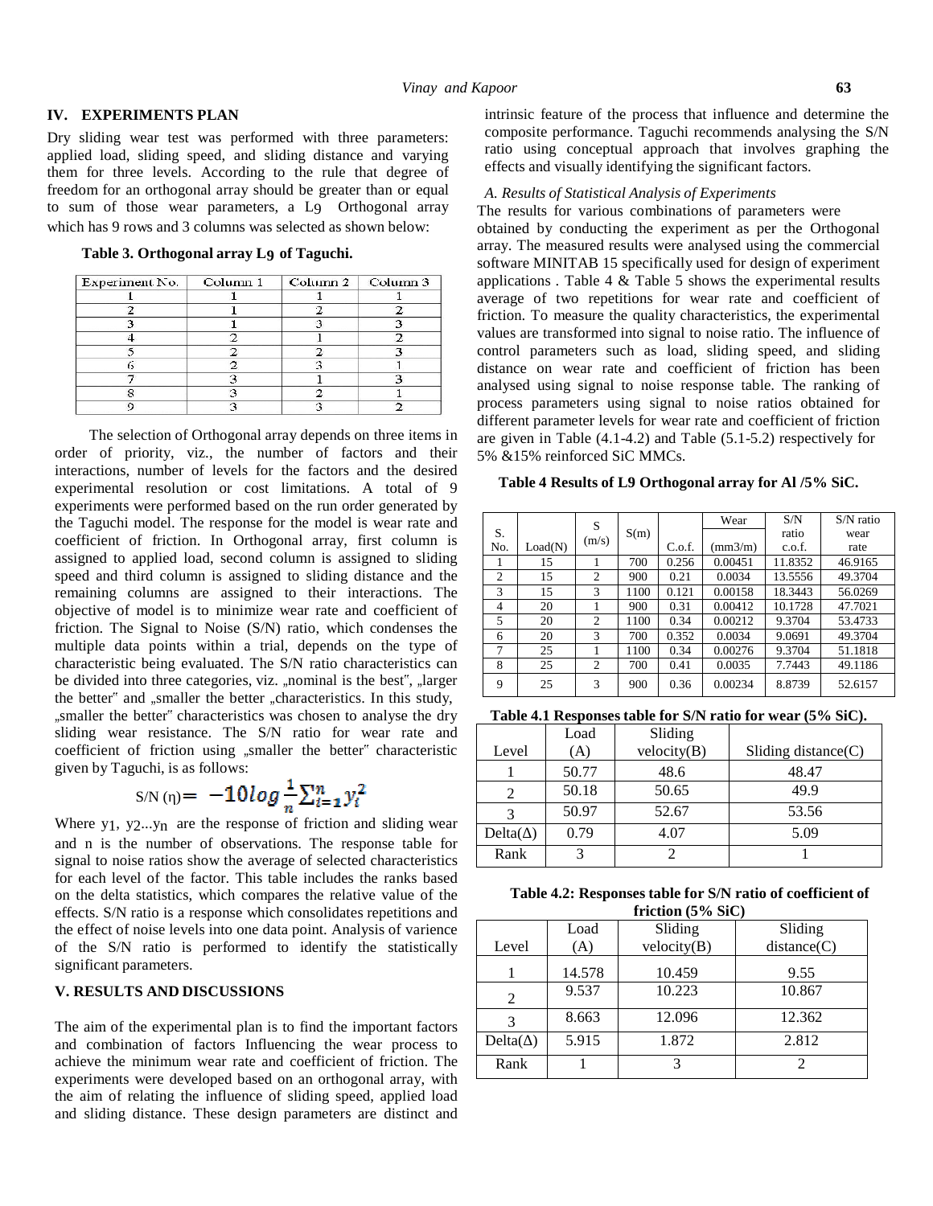## IV. EXPERIMENTS PLAN

Dry sliding wear test was performed with three parameters: applied load, sliding speed, and sliding distance and varying them for three levels. According to the rule that degree of freedom for an orthogonal array should be greater than or equal to sum of those wear parameters, a L9 Orthogonal array which has 9 rows and 3 columns was selected as shown below:

**Table 3. Orthogonal array L9 of Taguchi.**

| Experiment No. | Column 1 | Column 2 | Column 3 |
|---|---|---|---|
| 1 | 1 | 1 | 1 |
| 2 | 1 | 2 | 2 |
| 3 | 1 | 3 | 3 |
| 4 | 2 | 1 | 2 |
| 5 | 2 | 2 | 3 |
| 6 | 2 | 3 | 1 |
| 7 | 3 | 1 | 3 |
| 8 | 3 | 2 | 1 |
| 9 | 3 | 3 | 2 |

The selection of Orthogonal array depends on three items in order of priority, viz., the number of factors and their interactions, number of levels for the factors and the desired experimental resolution or cost limitations. A total of 9 experiments were performed based on the run order generated by the Taguchi model. The response for the model is wear rate and coefficient of friction. In Orthogonal array, first column is assigned to applied load, second column is assigned to sliding speed and third column is assigned to sliding distance and the remaining columns are assigned to their interactions. The objective of model is to minimize wear rate and coefficient of friction. The Signal to Noise (S/N) ratio, which condenses the multiple data points within a trial, depends on the type of characteristic being evaluated. The S/N ratio characteristics can be divided into three categories, viz. „nominal is the best", „larger the better" and „smaller the better „characteristics. In this study, „smaller the better" characteristics was chosen to analyse the dry sliding wear resistance. The S/N ratio for wear rate and coefficient of friction using „smaller the better" characteristic given by Taguchi, is as follows:

$$\text{S/N } (\eta) = -10 \log \frac{1}{n} \sum_{i=1}^{n} y_i^2$$

Where $y_1, y_2 ... y_n$ are the response of friction and sliding wear and n is the number of observations. The response table for signal to noise ratios show the average of selected characteristics for each level of the factor. This table includes the ranks based on the delta statistics, which compares the relative value of the effects. S/N ratio is a response which consolidates repetitions and the effect of noise levels into one data point. Analysis of varience of the S/N ratio is performed to identify the statistically significant parameters.

## V. RESULTS AND DISCUSSIONS

The aim of the experimental plan is to find the important factors and combination of factors Influencing the wear process to achieve the minimum wear rate and coefficient of friction. The experiments were developed based on an orthogonal array, with the aim of relating the influence of sliding speed, applied load and sliding distance. These design parameters are distinct and intrinsic feature of the process that influence and determine the composite performance. Taguchi recommends analysing the S/N ratio using conceptual approach that involves graphing the effects and visually identifying the significant factors.

### *A. Results of Statistical Analysis of Experiments*

The results for various combinations of parameters were obtained by conducting the experiment as per the Orthogonal array. The measured results were analysed using the commercial software MINITAB 15 specifically used for design of experiment applications . Table 4 & Table 5 shows the experimental results average of two repetitions for wear rate and coefficient of friction. To measure the quality characteristics, the experimental values are transformed into signal to noise ratio. The influence of control parameters such as load, sliding speed, and sliding distance on wear rate and coefficient of friction has been analysed using signal to noise response table. The ranking of process parameters using signal to noise ratios obtained for different parameter levels for wear rate and coefficient of friction are given in Table (4.1-4.2) and Table (5.1-5.2) respectively for 5% &15% reinforced SiC MMCs.

**Table 4 Results of L9 Orthogonal array for Al /5% SiC.**

| S. No. | Load(N) | S (m/s) | S(m) | C.o.f. | Wear (mm3/m) | S/N ratio c.o.f. | S/N ratio wear rate |
|---|---|---|---|---|---|---|---|
| 1 | 15 | 1 | 700 | 0.256 | 0.00451 | 11.8352 | 46.9165 |
| 2 | 15 | 2 | 900 | 0.21 | 0.0034 | 13.5556 | 49.3704 |
| 3 | 15 | 3 | 1100 | 0.121 | 0.00158 | 18.3443 | 56.0269 |
| 4 | 20 | 1 | 900 | 0.31 | 0.00412 | 10.1728 | 47.7021 |
| 5 | 20 | 2 | 1100 | 0.34 | 0.00212 | 9.3704 | 53.4733 |
| 6 | 20 | 3 | 700 | 0.352 | 0.0034 | 9.0691 | 49.3704 |
| 7 | 25 | 1 | 1100 | 0.34 | 0.00276 | 9.3704 | 51.1818 |
| 8 | 25 | 2 | 700 | 0.41 | 0.0035 | 7.7443 | 49.1186 |
| 9 | 25 | 3 | 900 | 0.36 | 0.00234 | 8.8739 | 52.6157 |

**Table 4.1 Responses table for S/N ratio for wear (5% SiC).**

| Level | Load (A) | Sliding velocity(B) | Sliding distance(C) |
|---|---|---|---|
| 1 | 50.77 | 48.6 | 48.47 |
| 2 | 50.18 | 50.65 | 49.9 |
| 3 | 50.97 | 52.67 | 53.56 |
| Delta(Δ) | 0.79 | 4.07 | 5.09 |
| Rank | 3 | 2 | 1 |

**Table 4.2: Responses table for S/N ratio of coefficient of friction (5% SiC)**

| Level | Load (A) | Sliding velocity(B) | Sliding distance(C) |
|---|---|---|---|
| 1 | 14.578 | 10.459 | 9.55 |
| 2 | 9.537 | 10.223 | 10.867 |
| 3 | 8.663 | 12.096 | 12.362 |
| Delta(Δ) | 5.915 | 1.872 | 2.812 |
| Rank | 1 | 3 | 2 |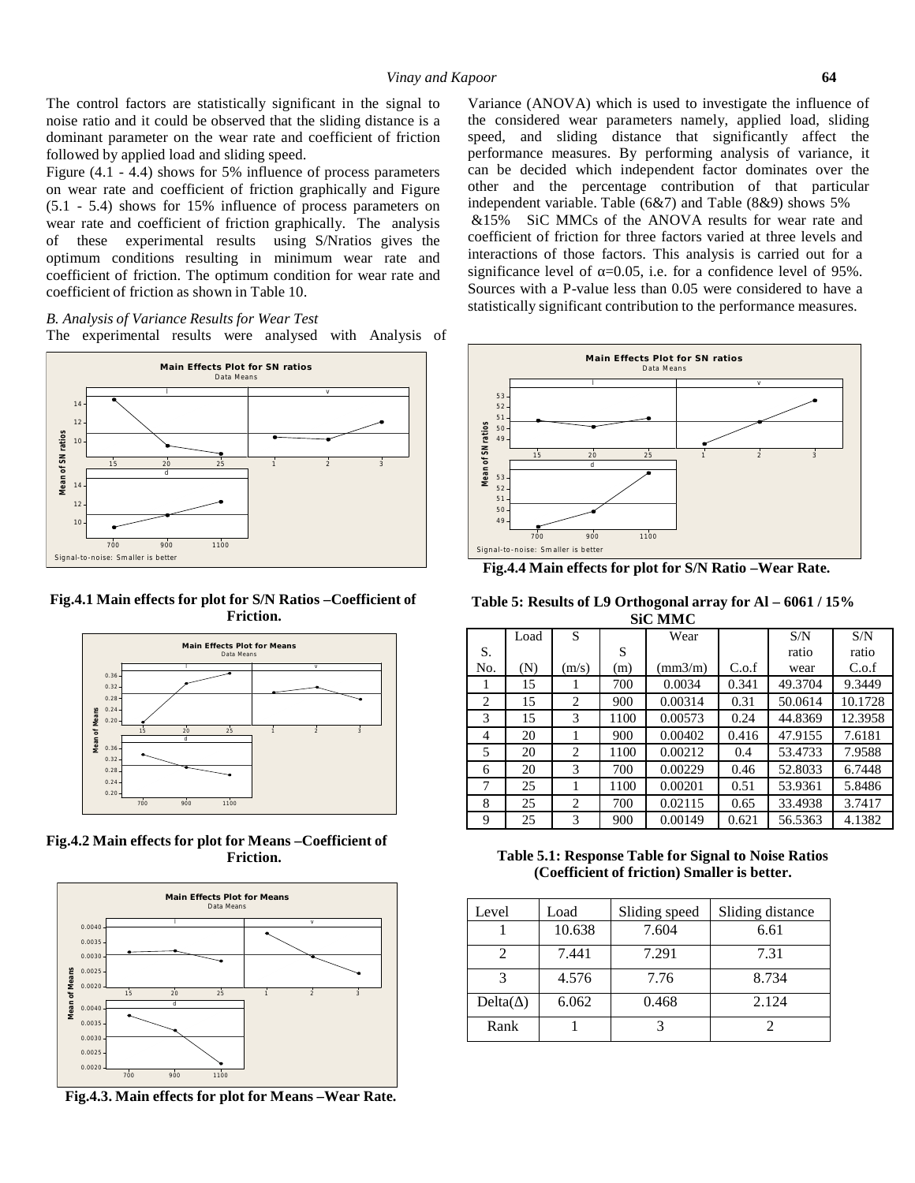The control factors are statistically significant in the signal to noise ratio and it could be observed that the sliding distance is a dominant parameter on the wear rate and coefficient of friction followed by applied load and sliding speed.

Figure (4.1 - 4.4) shows for 5% influence of process parameters on wear rate and coefficient of friction graphically and Figure (5.1 - 5.4) shows for 15% influence of process parameters on wear rate and coefficient of friction graphically. The analysis of these experimental results using S/Nratios gives the optimum conditions resulting in minimum wear rate and coefficient of friction. The optimum condition for wear rate and coefficient of friction as shown in Table 10.

*B. Analysis of Variance Results for Wear Test*

The experimental results were analysed with Analysis of Variance (ANOVA) which is used to investigate the influence of the considered wear parameters namely, applied load, sliding speed, and sliding distance that significantly affect the performance measures. By performing analysis of variance, it can be decided which independent factor dominates over the other and the percentage contribution of that particular independent variable. Table (6&7) and Table (8&9) shows 5% &15% SiC MMCs of the ANOVA results for wear rate and coefficient of friction for three factors varied at three levels and interactions of those factors. This analysis is carried out for a significance level of $\alpha$=0.05, i.e. for a confidence level of 95%. Sources with a P-value less than 0.05 were considered to have a statistically significant contribution to the performance measures.

**Fig.4.1 Main effects for plot for S/N Ratios –Coefficient of Friction.**

**Fig.4.2 Main effects for plot for Means –Coefficient of Friction.**

**Fig.4.3. Main effects for plot for Means –Wear Rate.**

**Fig.4.4 Main effects for plot for S/N Ratio –Wear Rate.**

**Table 5: Results of L9 Orthogonal array for Al – 6061 / 15% SiC MMC**

| S. No. | Load (N) | S (m/s) | S (m) | Wear (mm3/m) | C.o.f | S/N ratio wear | S/N ratio C.o.f |
|---|---|---|---|---|---|---|---|
| 1 | 15 | 1 | 700 | 0.0034 | 0.341 | 49.3704 | 9.3449 |
| 2 | 15 | 2 | 900 | 0.00314 | 0.31 | 50.0614 | 10.1728 |
| 3 | 15 | 3 | 1100 | 0.00573 | 0.24 | 44.8369 | 12.3958 |
| 4 | 20 | 1 | 900 | 0.00402 | 0.416 | 47.9155 | 7.6181 |
| 5 | 20 | 2 | 1100 | 0.00212 | 0.4 | 53.4733 | 7.9588 |
| 6 | 20 | 3 | 700 | 0.00229 | 0.46 | 52.8033 | 6.7448 |
| 7 | 25 | 1 | 1100 | 0.00201 | 0.51 | 53.9361 | 5.8486 |
| 8 | 25 | 2 | 700 | 0.02115 | 0.65 | 33.4938 | 3.7417 |
| 9 | 25 | 3 | 900 | 0.00149 | 0.621 | 56.5363 | 4.1382 |

**Table 5.1: Response Table for Signal to Noise Ratios (Coefficient of friction) Smaller is better.**

| Level | Load | Sliding speed | Sliding distance |
|---|---|---|---|
| 1 | 10.638 | 7.604 | 6.61 |
| 2 | 7.441 | 7.291 | 7.31 |
| 3 | 4.576 | 7.76 | 8.734 |
| Delta($\Delta$) | 6.062 | 0.468 | 2.124 |
| Rank | 1 | 3 | 2 |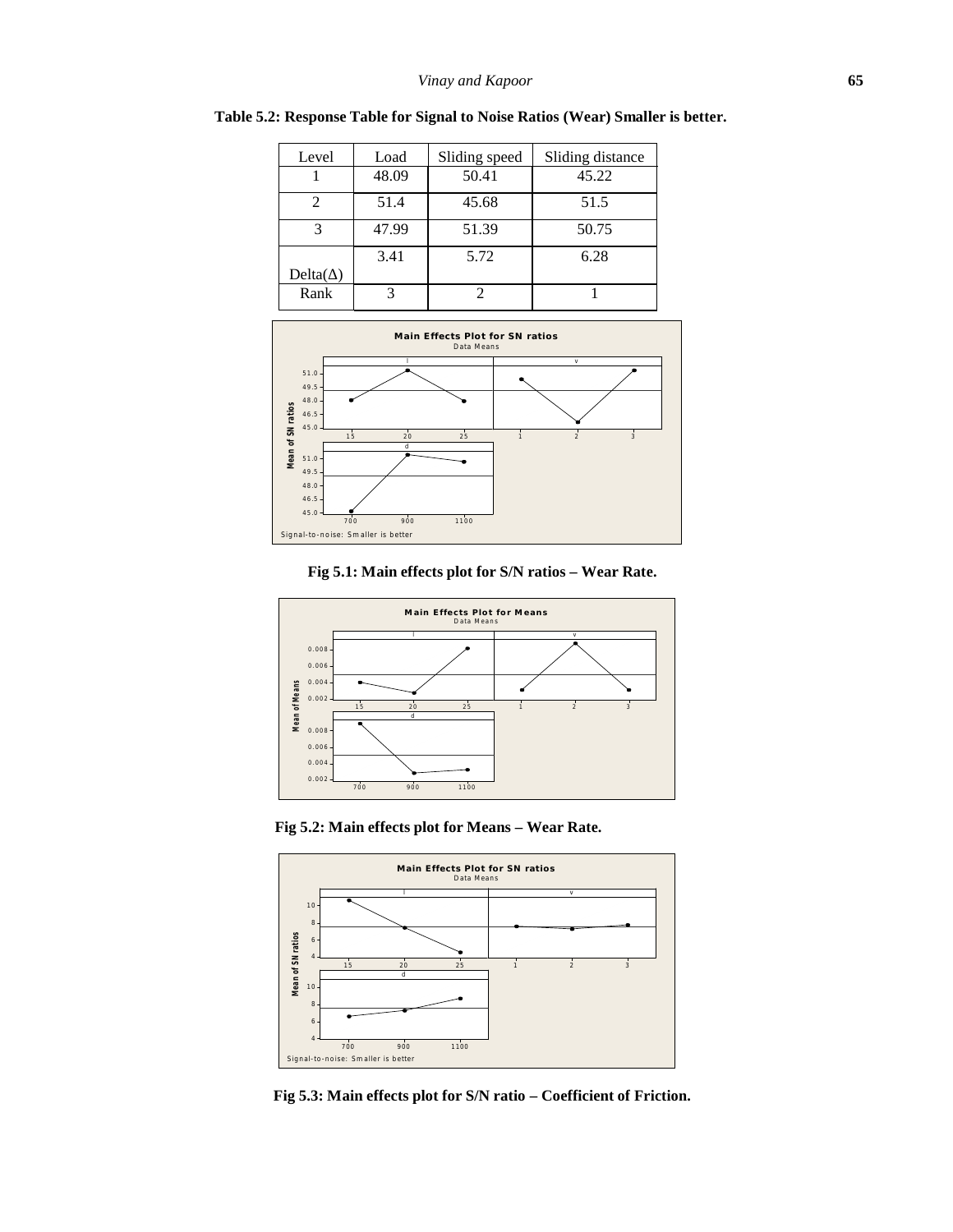**Table 5.2: Response Table for Signal to Noise Ratios (Wear) Smaller is better.**

| Level | Load | Sliding speed | Sliding distance |
|---|---|---|---|
| 1 | 48.09 | 50.41 | 45.22 |
| 2 | 51.4 | 45.68 | 51.5 |
| 3 | 47.99 | 51.39 | 50.75 |
| Delta(Δ) | 3.41 | 5.72 | 6.28 |
| Rank | 3 | 2 | 1 |

**Fig 5.1: Main effects plot for S/N ratios – Wear Rate.**

**Fig 5.2: Main effects plot for Means – Wear Rate.**

**Fig 5.3: Main effects plot for S/N ratio – Coefficient of Friction.**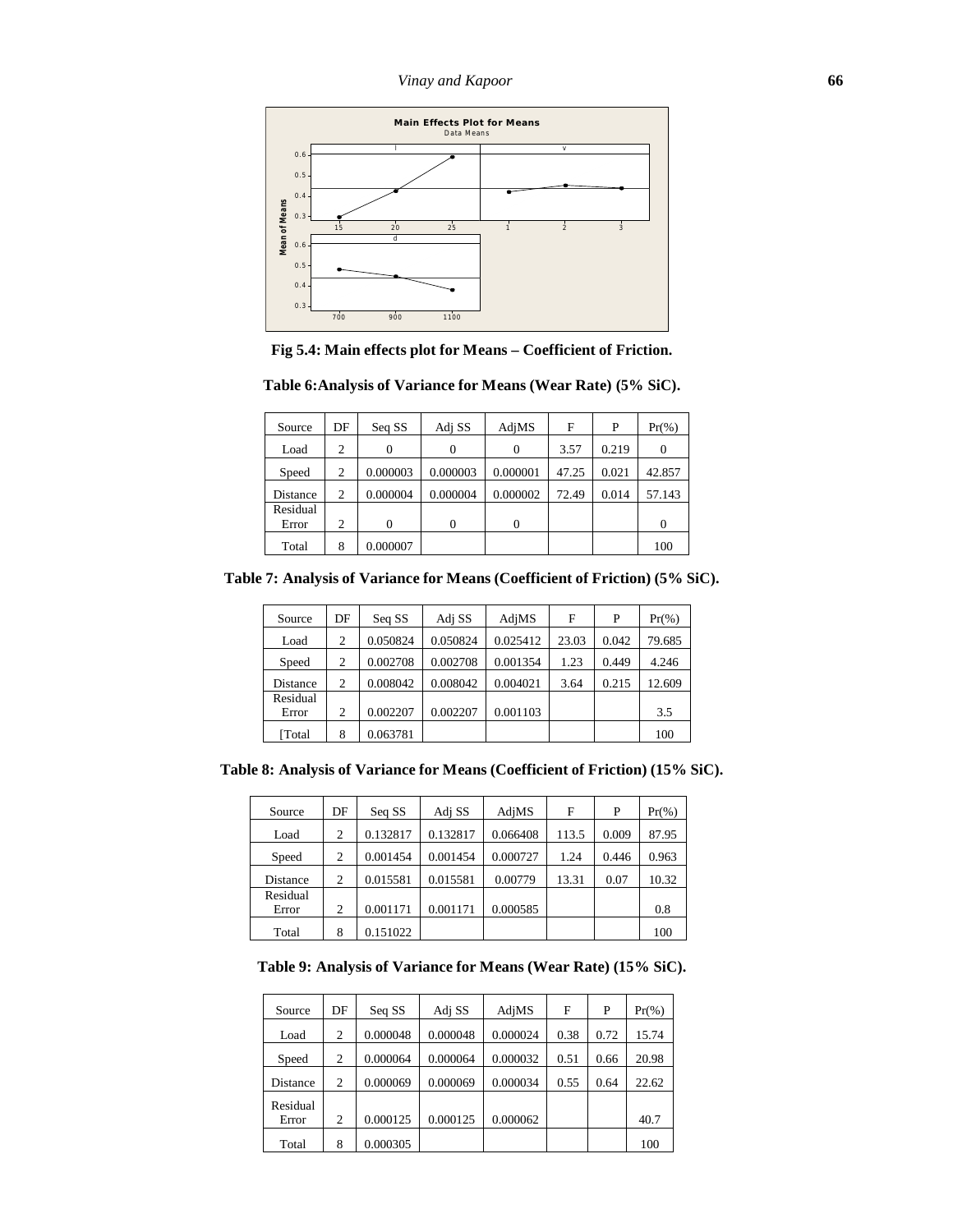Fig 5.4: Main effects plot for Means – Coefficient of Friction.

**Table 6:Analysis of Variance for Means (Wear Rate) (5% SiC).**

| Source | DF | Seq SS | Adj SS | AdjMS | F | P | Pr(%) |
|---|---|---|---|---|---|---|---|
| Load | 2 | 0 | 0 | 0 | 3.57 | 0.219 | 0 |
| Speed | 2 | 0.000003 | 0.000003 | 0.000001 | 47.25 | 0.021 | 42.857 |
| Distance | 2 | 0.000004 | 0.000004 | 0.000002 | 72.49 | 0.014 | 57.143 |
| Residual Error | 2 | 0 | 0 | 0 | | | 0 |
| Total | 8 | 0.000007 | | | | | 100 |

**Table 7: Analysis of Variance for Means (Coefficient of Friction) (5% SiC).**

| Source | DF | Seq SS | Adj SS | AdjMS | F | P | Pr(%) |
|---|---|---|---|---|---|---|---|
| Load | 2 | 0.050824 | 0.050824 | 0.025412 | 23.03 | 0.042 | 79.685 |
| Speed | 2 | 0.002708 | 0.002708 | 0.001354 | 1.23 | 0.449 | 4.246 |
| Distance | 2 | 0.008042 | 0.008042 | 0.004021 | 3.64 | 0.215 | 12.609 |
| Residual Error | 2 | 0.002207 | 0.002207 | 0.001103 | | | 3.5 |
| [Total | 8 | 0.063781 | | | | | 100 |

**Table 8: Analysis of Variance for Means (Coefficient of Friction) (15% SiC).**

| Source | DF | Seq SS | Adj SS | AdjMS | F | P | Pr(%) |
|---|---|---|---|---|---|---|---|
| Load | 2 | 0.132817 | 0.132817 | 0.066408 | 113.5 | 0.009 | 87.95 |
| Speed | 2 | 0.001454 | 0.001454 | 0.000727 | 1.24 | 0.446 | 0.963 |
| Distance | 2 | 0.015581 | 0.015581 | 0.00779 | 13.31 | 0.07 | 10.32 |
| Residual Error | 2 | 0.001171 | 0.001171 | 0.000585 | | | 0.8 |
| Total | 8 | 0.151022 | | | | | 100 |

**Table 9: Analysis of Variance for Means (Wear Rate) (15% SiC).**

| Source | DF | Seq SS | Adj SS | AdjMS | F | P | Pr(%) |
|---|---|---|---|---|---|---|---|
| Load | 2 | 0.000048 | 0.000048 | 0.000024 | 0.38 | 0.72 | 15.74 |
| Speed | 2 | 0.000064 | 0.000064 | 0.000032 | 0.51 | 0.66 | 20.98 |
| Distance | 2 | 0.000069 | 0.000069 | 0.000034 | 0.55 | 0.64 | 22.62 |
| Residual Error | 2 | 0.000125 | 0.000125 | 0.000062 | | | 40.7 |
| Total | 8 | 0.000305 | | | | | 100 |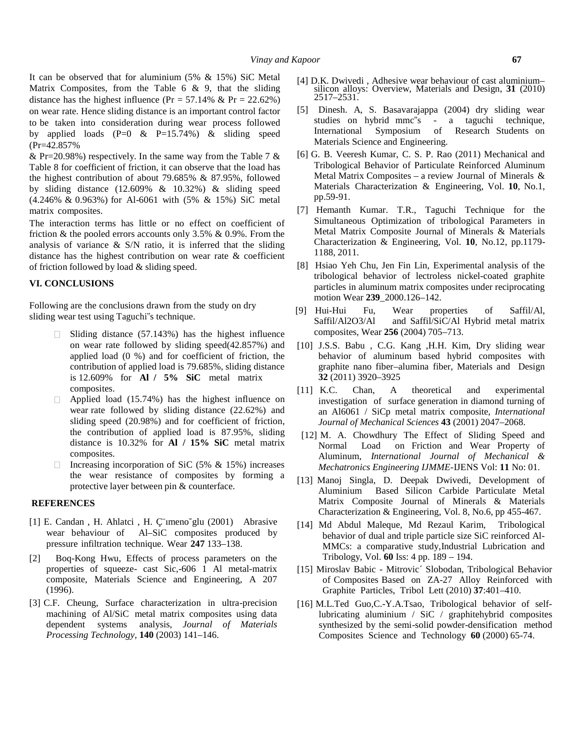It can be observed that for aluminium (5% & 15%) SiC Metal Matrix Composites, from the Table 6 & 9, that the sliding distance has the highest influence (Pr = 57.14% & Pr = 22.62%) on wear rate. Hence sliding distance is an important control factor to be taken into consideration during wear process followed by applied loads (P=0 & P=15.74%) & sliding speed (Pr=42.857% & Pr=20.98%) respectively. In the same way from the Table 7 & Table 8 for coefficient of friction, it can observe that the load has the highest contribution of about 79.685% & 87.95%, followed by sliding distance (12.609% & 10.32%) & sliding speed (4.246% & 0.963%) for Al-6061 with (5% & 15%) SiC metal matrix composites.

The interaction terms has little or no effect on coefficient of friction & the pooled errors accounts only 3.5% & 0.9%. From the analysis of variance & S/N ratio, it is inferred that the sliding distance has the highest contribution on wear rate & coefficient of friction followed by load & sliding speed.

## VI. CONCLUSIONS

Following are the conclusions drawn from the study on dry sliding wear test using Taguchi"s technique.

- Sliding distance (57.143%) has the highest influence on wear rate followed by sliding speed(42.857%) and applied load (0 %) and for coefficient of friction, the contribution of applied load is 79.685%, sliding distance is 12.609% for **Al / 5% SiC** metal matrix composites.
- Applied load (15.74%) has the highest influence on wear rate followed by sliding distance (22.62%) and sliding speed (20.98%) and for coefficient of friction, the contribution of applied load is 87.95%, sliding distance is 10.32% for **Al / 15% SiC** metal matrix composites.
- Increasing incorporation of SiC (5% & 15%) increases the wear resistance of composites by forming a protective layer between pin & counterface.

## REFERENCES

[1] E. Candan , H. Ahlatci , H. Ç¨ımeno˘glu (2001) Abrasive wear behaviour of Al–SiC composites produced by pressure infiltration technique. Wear **247** 133–138.

[2] Boq-Kong Hwu, Effects of process parameters on the properties of squeeze- cast Sic,-606 1 Al metal-matrix composite, Materials Science and Engineering, A 207 (1996).

[3] C.F. Cheung, Surface characterization in ultra-precision machining of Al/SiC metal matrix composites using data dependent systems analysis, *Journal of Materials Processing Technology*, **140** (2003) 141–146.

[4] D.K. Dwivedi , Adhesive wear behaviour of cast aluminium–silicon alloys: Overview, Materials and Design, **31** (2010) 2517–2531.

[5] Dinesh. A, S. Basavarajappa (2004) dry sliding wear studies on hybrid mmc"s - a taguchi technique, International Symposium of Research Students on Materials Science and Engineering.

[6] G. B. Veeresh Kumar, C. S. P. Rao (2011) Mechanical and Tribological Behavior of Particulate Reinforced Aluminum Metal Matrix Composites – a review Journal of Minerals & Materials Characterization & Engineering, Vol. **10**, No.1, pp.59-91.

[7] Hemanth Kumar. T.R., Taguchi Technique for the Simultaneous Optimization of tribological Parameters in Metal Matrix Composite Journal of Minerals & Materials Characterization & Engineering, Vol. **10**, No.12, pp.1179-1188, 2011.

[8] Hsiao Yeh Chu, Jen Fin Lin, Experimental analysis of the tribological behavior of lectroless nickel-coated graphite particles in aluminum matrix composites under reciprocating motion Wear **239**_2000.126–142.

[9] Hui-Hui Fu, Wear properties of Saffil/Al, Saffil/Al2O3/Al and Saffil/SiC/Al Hybrid metal matrix composites, Wear **256** (2004) 705–713.

[10] J.S.S. Babu , C.G. Kang ,H.H. Kim, Dry sliding wear behavior of aluminum based hybrid composites with graphite nano fiber–alumina fiber, Materials and Design **32** (2011) 3920–3925

[11] K.C. Chan, A theoretical and experimental investigation of surface generation in diamond turning of an Al6061 / SiCp metal matrix composite, *International Journal of Mechanical Sciences* **43** (2001) 2047–2068.

[12] M. A. Chowdhury The Effect of Sliding Speed and Normal Load on Friction and Wear Property of Aluminum, *International Journal of Mechanical & Mechatronics Engineering IJMME*-IJENS Vol: **11** No: 01.

[13] Manoj Singla, D. Deepak Dwivedi, Development of Aluminium Based Silicon Carbide Particulate Metal Matrix Composite Journal of Minerals & Materials Characterization & Engineering, Vol. 8, No.6, pp 455-467.

[14] Md Abdul Maleque, Md Rezaul Karim, Tribological behavior of dual and triple particle size SiC reinforced Al-MMCs: a comparative study,Industrial Lubrication and Tribology, Vol. **60** Iss: 4 pp. 189 – 194.

[15] Miroslav Babic - Mitrovic´ Slobodan, Tribological Behavior of Composites Based on ZA-27 Alloy Reinforced with Graphite Particles, Tribol Lett (2010) **37**:401–410.

[16] M.L.Ted Guo,C.-Y.A.Tsao, Tribological behavior of self-lubricating aluminium / SiC / graphitehybrid composites synthesized by the semi-solid powder-densification method Composites Science and Technology **60** (2000) 65-74.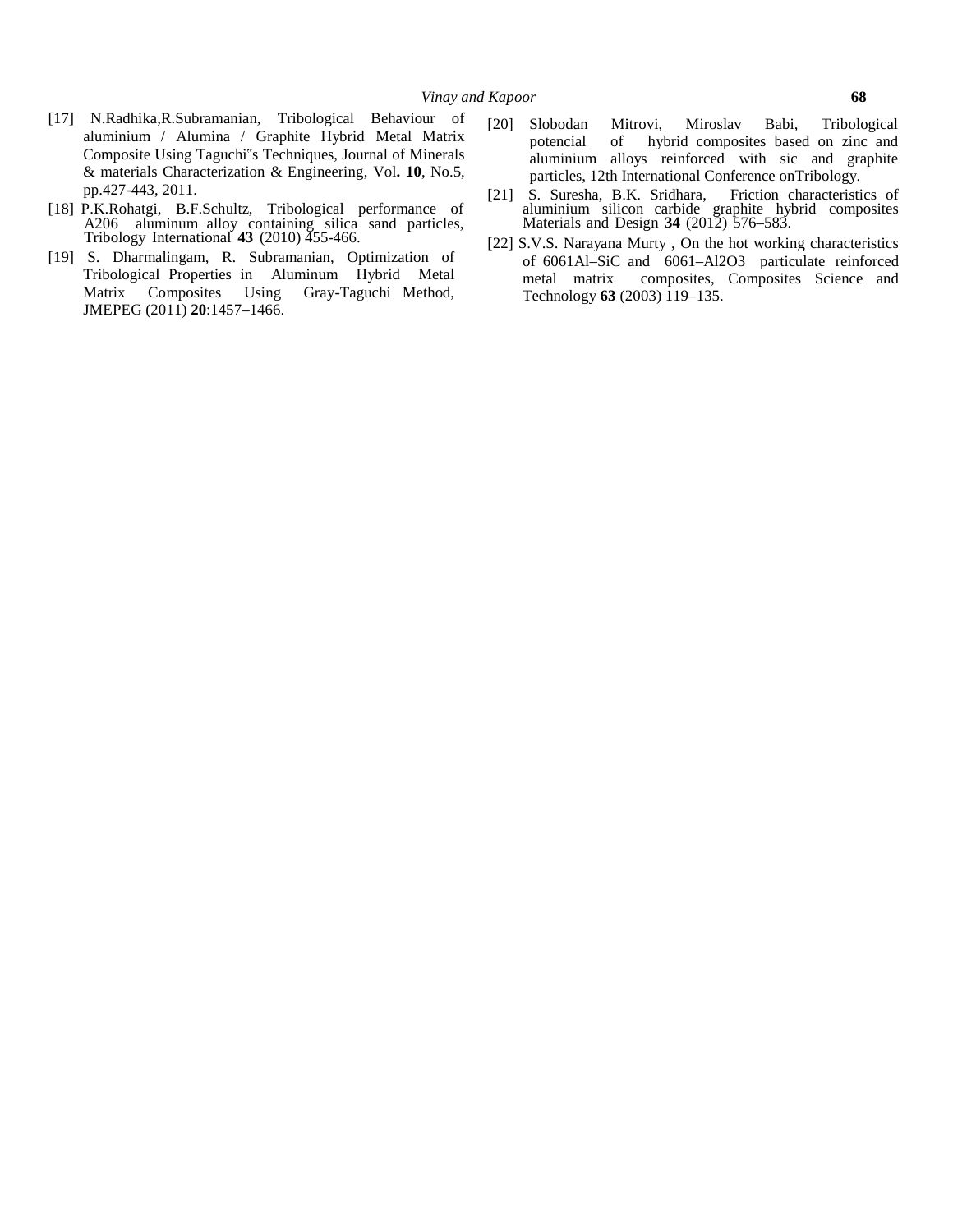[17] N.Radhika,R.Subramanian, Tribological Behaviour of aluminium / Alumina / Graphite Hybrid Metal Matrix Composite Using Taguchi‟s Techniques, Journal of Minerals & materials Characterization & Engineering, Vol**. 10**, No.5, pp.427-443, 2011.

[18] P.K.Rohatgi, B.F.Schultz, Tribological performance of A206 aluminum alloy containing silica sand particles, Tribology International **43** (2010) 455-466.

[19] S. Dharmalingam, R. Subramanian, Optimization of Tribological Properties in Aluminum Hybrid Metal Matrix Composites Using Gray-Taguchi Method, JMEPEG (2011) **20**:1457–1466.

[20] Slobodan Mitrovi, Miroslav Babi, Tribological potencial of hybrid composites based on zinc and aluminium alloys reinforced with sic and graphite particles, 12th International Conference onTribology.

[21] S. Suresha, B.K. Sridhara, Friction characteristics of aluminium silicon carbide graphite hybrid composites Materials and Design **34** (2012) 576–583.

[22] S.V.S. Narayana Murty , On the hot working characteristics of 6061Al–SiC and 6061–Al2O3 particulate reinforced metal matrix composites, Composites Science and Technology **63** (2003) 119–135.